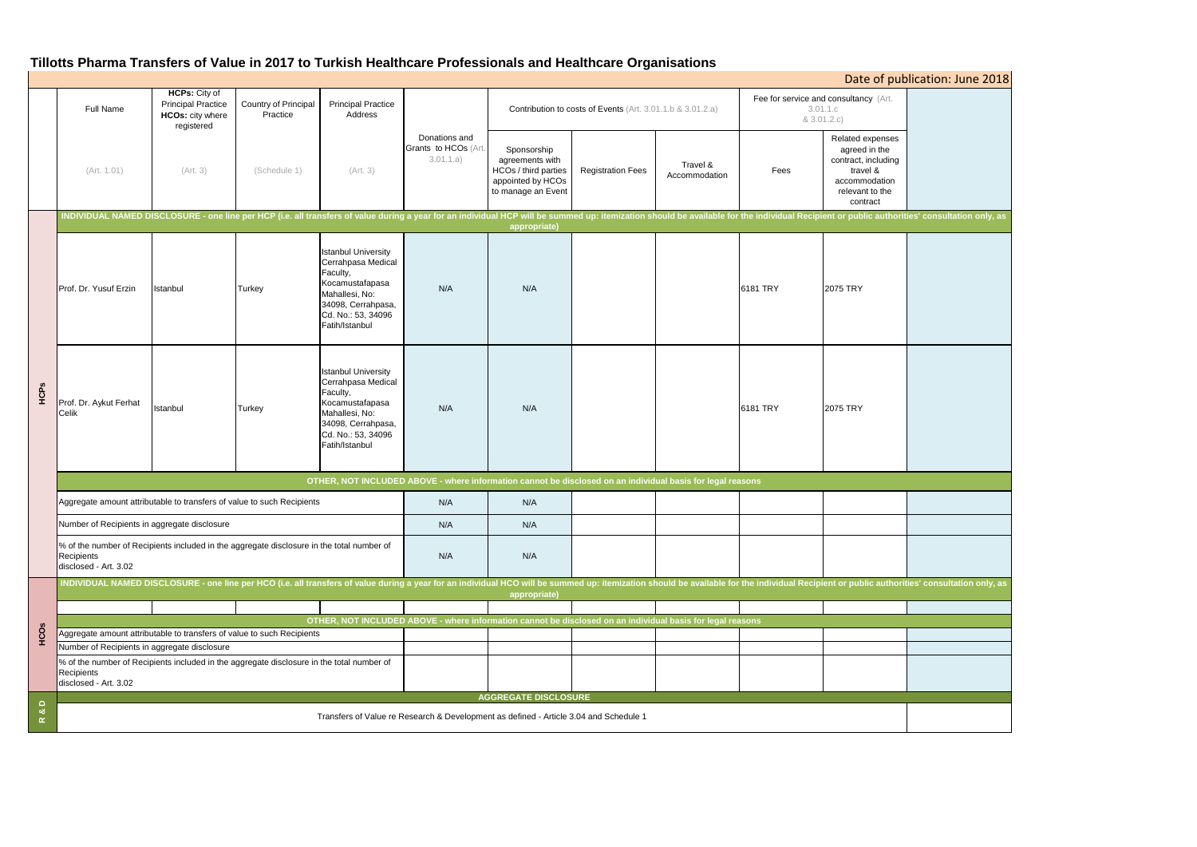# Tillotts Pharma Transfers of Value in 2017 to Turkish Healthcare Professionals and Healthcare Organisations

Date of publication: June 2018

| | Full Name | HCPs: City of Principal Practice HCOs: city where registered | Country of Principal Practice | Principal Practice Address | Donations and Grants to HCOs (Art. 3.01.1.a) | Contribution to costs of Events (Art. 3.01.1.b & 3.01.2.a) | | | Fee for service and consultancy (Art. 3.01.1.c & 3.01.2.c) | | |
|---|---|---|---|---|---|---|---|---|---|---|---|
| | (Art. 1.01) | (Art. 3) | (Schedule 1) | (Art. 3) | | Sponsorship agreements with HCOs / third parties appointed by HCOs to manage an Event | Registration Fees | Travel & Accommodation | Fees | Related expenses agreed in the contract, including travel & accommodation relevant to the contract | |
| **HCPs** | **INDIVIDUAL NAMED DISCLOSURE - one line per HCP (i.e. all transfers of value during a year for an individual HCP will be summed up: itemization should be available for the individual Recipient or public authorities' consultation only, as appropriate)** | | | | | | | | | | |
| | Prof. Dr. Yusuf Erzin | Istanbul | Turkey | Istanbul University Cerrahpasa Medical Faculty, Kocamustafapasa Mahallesi, No: 34098, Cerrahpasa, Cd. No.: 53, 34096 Fatih/Istanbul | N/A | N/A | | | 6181 TRY | 2075 TRY | |
| | Prof. Dr. Aykut Ferhat Celik | Istanbul | Turkey | Istanbul University Cerrahpasa Medical Faculty, Kocamustafapasa Mahallesi, No: 34098, Cerrahpasa, Cd. No.: 53, 34096 Fatih/Istanbul | N/A | N/A | | | 6181 TRY | 2075 TRY | |
| | **OTHER, NOT INCLUDED ABOVE - where information cannot be disclosed on an individual basis for legal reasons** | | | | | | | | | | |
| | Aggregate amount attributable to transfers of value to such Recipients | | | | N/A | N/A | | | | | |
| | Number of Recipients in aggregate disclosure | | | | N/A | N/A | | | | | |
| | % of the number of Recipients included in the aggregate disclosure in the total number of Recipients disclosed - Art. 3.02 | | | | N/A | N/A | | | | | |
| **HCOs** | **INDIVIDUAL NAMED DISCLOSURE - one line per HCO (i.e. all transfers of value during a year for an individual HCO will be summed up: itemization should be available for the individual Recipient or public authorities' consultation only, as appropriate)** | | | | | | | | | | |
| | | | | | | | | | | | |
| | **OTHER, NOT INCLUDED ABOVE - where information cannot be disclosed on an individual basis for legal reasons** | | | | | | | | | | |
| | Aggregate amount attributable to transfers of value to such Recipients | | | | | | | | | | |
| | Number of Recipients in aggregate disclosure | | | | | | | | | | |
| | % of the number of Recipients included in the aggregate disclosure in the total number of Recipients disclosed - Art. 3.02 | | | | | | | | | | |
| **R & D** | **AGGREGATE DISCLOSURE** | | | | | | | | | | |
| | Transfers of Value re Research & Development as defined - Article 3.04 and Schedule 1 | | | | | | | | | | |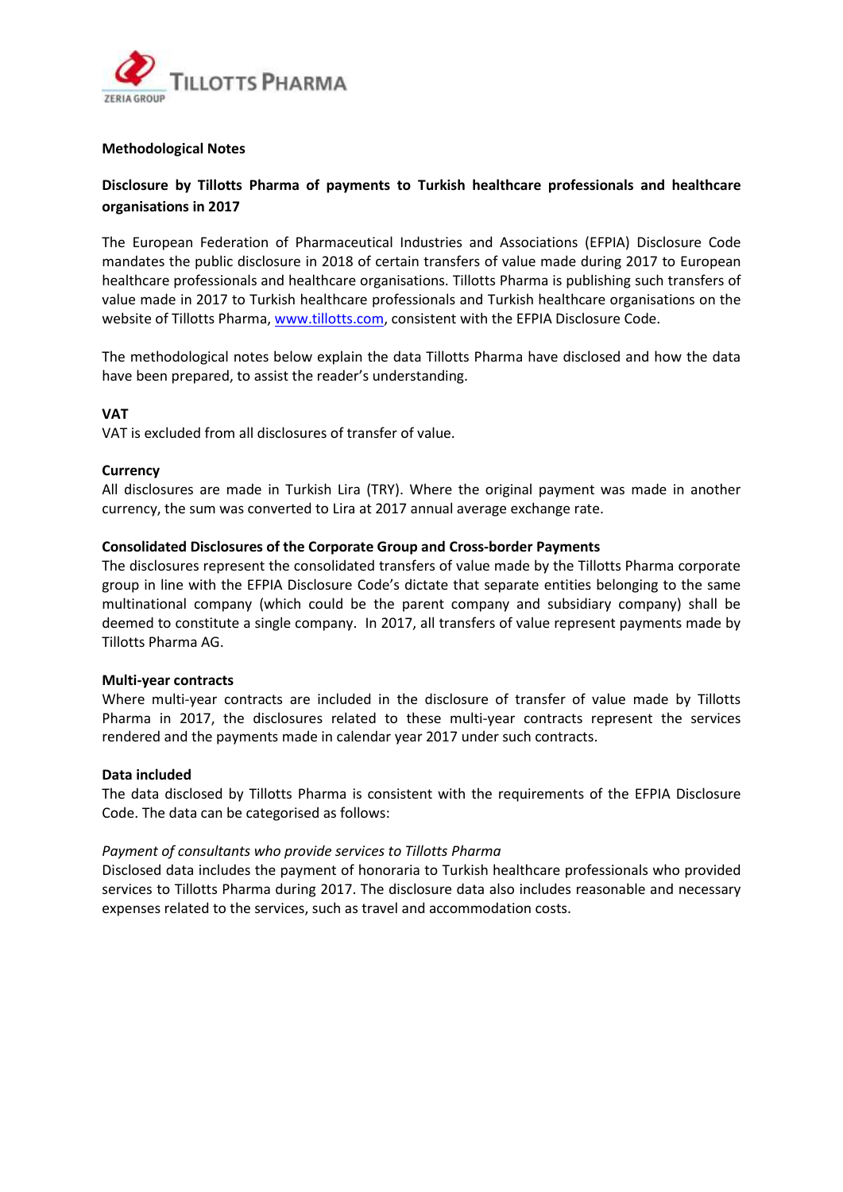**Methodological Notes**

**Disclosure by Tillotts Pharma of payments to Turkish healthcare professionals and healthcare organisations in 2017**

The European Federation of Pharmaceutical Industries and Associations (EFPIA) Disclosure Code mandates the public disclosure in 2018 of certain transfers of value made during 2017 to European healthcare professionals and healthcare organisations. Tillotts Pharma is publishing such transfers of value made in 2017 to Turkish healthcare professionals and Turkish healthcare organisations on the website of Tillotts Pharma, www.tillotts.com, consistent with the EFPIA Disclosure Code.

The methodological notes below explain the data Tillotts Pharma have disclosed and how the data have been prepared, to assist the reader's understanding.

**VAT**

VAT is excluded from all disclosures of transfer of value.

**Currency**

All disclosures are made in Turkish Lira (TRY). Where the original payment was made in another currency, the sum was converted to Lira at 2017 annual average exchange rate.

**Consolidated Disclosures of the Corporate Group and Cross-border Payments**

The disclosures represent the consolidated transfers of value made by the Tillotts Pharma corporate group in line with the EFPIA Disclosure Code's dictate that separate entities belonging to the same multinational company (which could be the parent company and subsidiary company) shall be deemed to constitute a single company. In 2017, all transfers of value represent payments made by Tillotts Pharma AG.

**Multi-year contracts**

Where multi-year contracts are included in the disclosure of transfer of value made by Tillotts Pharma in 2017, the disclosures related to these multi-year contracts represent the services rendered and the payments made in calendar year 2017 under such contracts.

**Data included**

The data disclosed by Tillotts Pharma is consistent with the requirements of the EFPIA Disclosure Code. The data can be categorised as follows:

*Payment of consultants who provide services to Tillotts Pharma*

Disclosed data includes the payment of honoraria to Turkish healthcare professionals who provided services to Tillotts Pharma during 2017. The disclosure data also includes reasonable and necessary expenses related to the services, such as travel and accommodation costs.